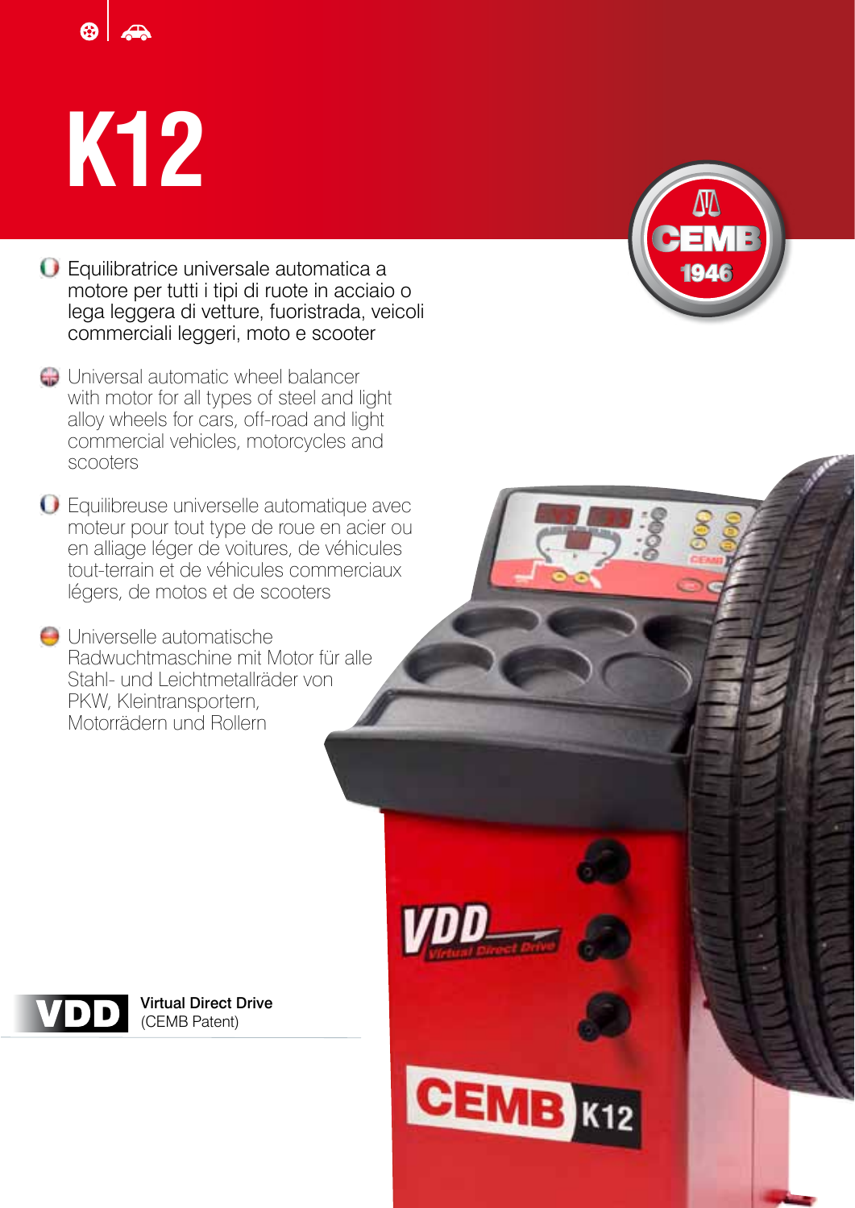# K12

- Equilibratrice universale automatica a motore per tutti i tipi di ruote in acciaio o lega leggera di vetture, fuoristrada, veicoli commerciali leggeri, moto e scooter

- Universal automatic wheel balancer with motor for all types of steel and light alloy wheels for cars, off-road and light commercial vehicles, motorcycles and scooters

- Equilibreuse universelle automatique avec moteur pour tout type de roue en acier ou en alliage léger de voitures, de véhicules tout-terrain et de véhicules commerciaux légers, de motos et de scooters

- Universelle automatische Radwuchtmaschine mit Motor für alle Stahl- und Leichtmetallräder von PKW, Kleintransportern, Motorrädern und Rollern

**VDD** Virtual Direct Drive (CEMB Patent)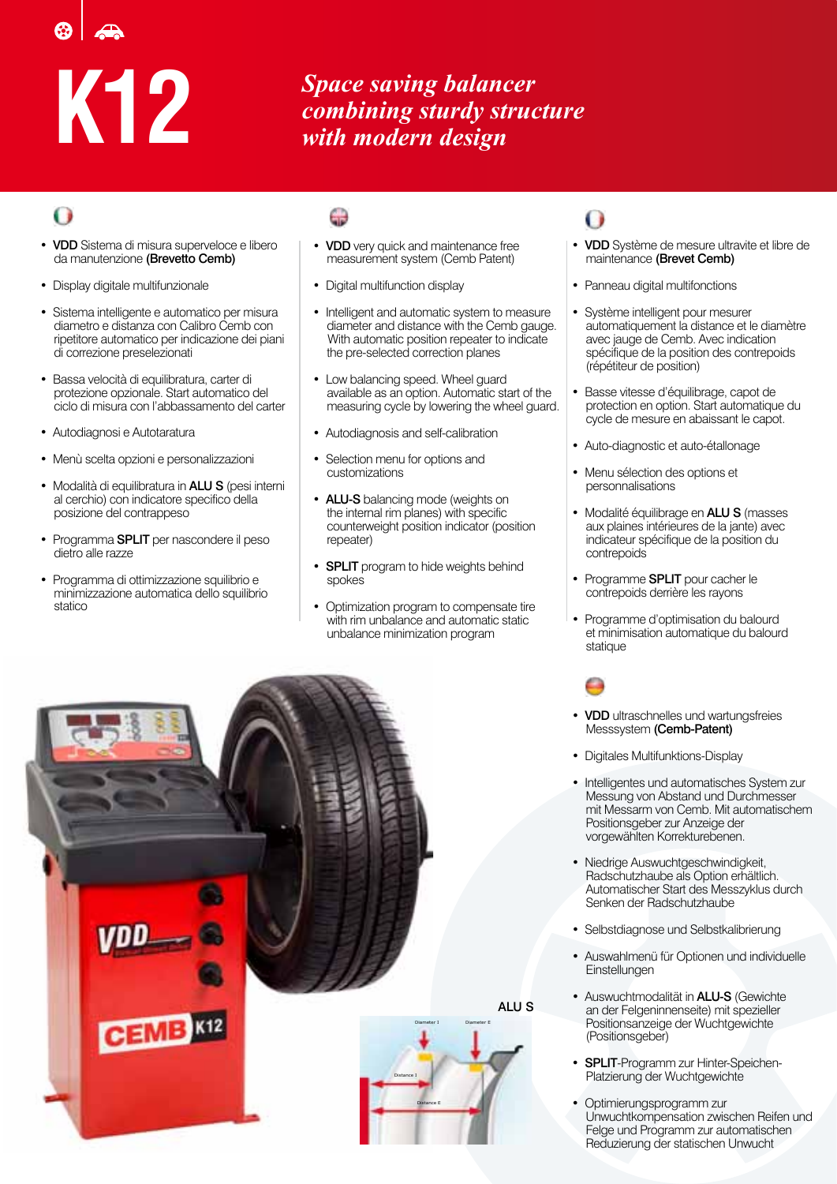# K12

*Space saving balancer combining sturdy structure with modern design*

- **VDD** Sistema di misura superveloce e libero da manutenzione **(Brevetto Cemb)**
- Display digitale multifunzionale
- Sistema intelligente e automatico per misura diametro e distanza con Calibro Cemb con ripetitore automatico per indicazione dei piani di correzione preselezionati
- Bassa velocità di equilibratura, carter di protezione opzionale. Start automatico del ciclo di misura con l'abbassamento del carter
- Autodiagnosi e Autotaratura
- Menù scelta opzioni e personalizzazioni
- Modalità di equilibratura in **ALU S** (pesi interni al cerchio) con indicatore specifico della posizione del contrappeso
- Programma **SPLIT** per nascondere il peso dietro alle razze
- Programma di ottimizzazione squilibrio e minimizzazione automatica dello squilibrio statico

- **VDD** very quick and maintenance free measurement system (Cemb Patent)
- Digital multifunction display
- Intelligent and automatic system to measure diameter and distance with the Cemb gauge. With automatic position repeater to indicate the pre-selected correction planes
- Low balancing speed. Wheel guard available as an option. Automatic start of the measuring cycle by lowering the wheel guard.
- Autodiagnosis and self-calibration
- Selection menu for options and customizations
- **ALU-S** balancing mode (weights on the internal rim planes) with specific counterweight position indicator (position repeater)
- **SPLIT** program to hide weights behind spokes
- Optimization program to compensate tire with rim unbalance and automatic static unbalance minimization program

- **VDD** Système de mesure ultravite et libre de maintenance **(Brevet Cemb)**
- Panneau digital multifonctions
- Système intelligent pour mesurer automatiquement la distance et le diamètre avec jauge de Cemb. Avec indication spécifique de la position des contrepoids (répétiteur de position)
- Basse vitesse d'équilibrage, capot de protection en option. Start automatique du cycle de mesure en abaissant le capot.
- Auto-diagnostic et auto-étallonage
- Menu sélection des options et personnalisations
- Modalité équilibrage en **ALU S** (masses aux plaines intérieures de la jante) avec indicateur spécifique de la position du contrepoids
- Programme **SPLIT** pour cacher le contrepoids derrière les rayons
- Programme d'optimisation du balourd et minimisation automatique du balourd statique

- **VDD** ultraschnelles und wartungsfreies Messsystem **(Cemb-Patent)**
- Digitales Multifunktions-Display
- Intelligentes und automatisches System zur Messung von Abstand und Durchmesser mit Messarm von Cemb. Mit automatischem Positionsgeber zur Anzeige der vorgewählten Korrekturebenen.
- Niedrige Auswuchtgeschwindigkeit, Radschutzhaube als Option erhältlich. Automatischer Start des Messzyklus durch Senken der Radschutzhaube
- Selbstdiagnose und Selbstkalibrierung
- Auswahlmenü für Optionen und individuelle Einstellungen
- Auswuchtmodalität in **ALU-S** (Gewichte an der Felgeninnenseite) mit spezieller Positionsanzeige der Wuchtgewichte (Positionsgeber)
- **SPLIT**-Programm zur Hinter-Speichen-Platzierung der Wuchtgewichte
- Optimierungsprogramm zur Unwuchtkompensation zwischen Reifen und Felge und Programm zur automatischen Reduzierung der statischen Unwucht

ALU S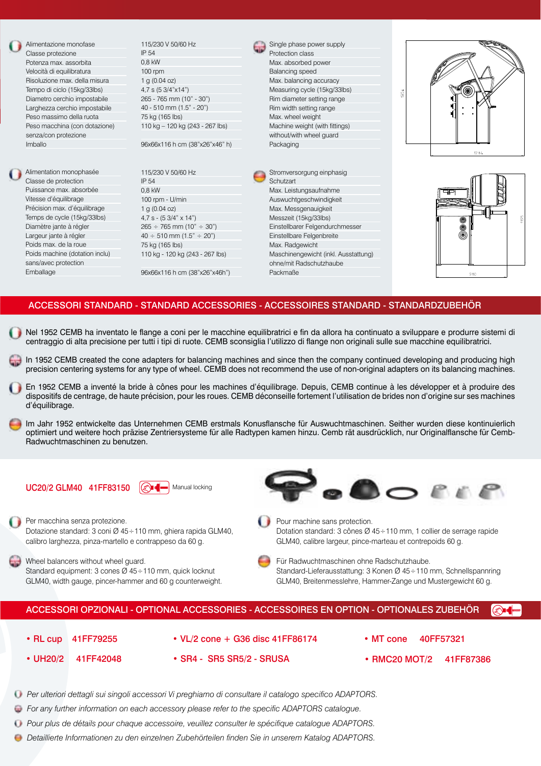| Alimentazione monofase | 115/230 V 50/60 Hz | Single phase power supply |
|---|---|---|
| Classe protezione | IP 54 | Protection class |
| Potenza max. assorbita | 0,8 kW | Max. absorbed power |
| Velocità di equilibratura | 100 rpm | Balancing speed |
| Risoluzione max. della misura | 1 g (0.04 oz) | Max. balancing accuracy |
| Tempo di ciclo (15kg/33lbs) | 4,7 s (5 3/4"x14") | Measuring cycle (15kg/33lbs) |
| Diametro cerchio impostabile | 265 - 765 mm (10" - 30") | Rim diameter setting range |
| Larghezza cerchio impostabile | 40 - 510 mm (1.5" - 20") | Rim width setting range |
| Peso massimo della ruota | 75 kg (165 lbs) | Max. wheel weight |
| Peso macchina (con dotazione) senza/con protezione | 110 kg – 120 kg (243 - 267 lbs) | Machine weight (with fittings) without/with wheel guard |
| Imballo | 96x66x116 h cm (38"x26"x46" h) | Packaging |

| Alimentation monophasée | 115/230 V 50/60 Hz | Stromversorgung einphasig |
|---|---|---|
| Classe de protection | IP 54 | Schutzart |
| Puissance max. absorbée | 0,8 kW | Max. Leistungsaufnahme |
| Vitesse d'équilibrage | 100 rpm - U/min | Auswuchtgeschwindigkeit |
| Précision max. d'équilibrage | 1 g (0.04 oz) | Max. Messgenauigkeit |
| Temps de cycle (15kg/33lbs) | 4,7 s - (5 3/4" x 14") | Messzeit (15kg/33lbs) |
| Diamètre jante à régler | 265 ÷ 765 mm (10" ÷ 30") | Einstellbarer Felgendurchmesser |
| Largeur jante à régler | 40 ÷ 510 mm (1.5" ÷ 20") | Einstellbare Felgenbreite |
| Poids max. de la roue | 75 kg (165 lbs) | Max. Radgewicht |
| Poids machine (dotation inclu) sans/avec protection | 110 kg - 120 kg (243 - 267 lbs) | Maschinengewicht (inkl. Ausstattung) ohne/mit Radschutzhaube |
| Emballage | 96x66x116 h cm (38"x26"x46h") | Packmaße |

## ACCESSORI STANDARD - STANDARD ACCESSORIES - ACCESSOIRES STANDARD - STANDARDZUBEHÖR

Nel 1952 CEMB ha inventato le flange a coni per le macchine equilibratrici e fin da allora ha continuato a sviluppare e produrre sistemi di centraggio di alta precisione per tutti i tipi di ruote. CEMB sconsiglia l'utilizzo di flange non originali sulle sue macchine equilibratrici.

In 1952 CEMB created the cone adapters for balancing machines and since then the company continued developing and producing high precision centering systems for any type of wheel. CEMB does not recommend the use of non-original adapters on its balancing machines.

En 1952 CEMB a inventé la bride à cônes pour les machines d'équilibrage. Depuis, CEMB continue à les développer et à produire des dispositifs de centrage, de haute précision, pour les roues. CEMB déconseille fortement l'utilisation de brides non d'origine sur ses machines d'équilibrage.

Im Jahr 1952 entwickelte das Unternehmen CEMB erstmals Konusflansche für Auswuchtmaschinen. Seither wurden diese kontinuierlich optimiert und weitere hoch präzise Zentriersysteme für alle Radtypen kamen hinzu. Cemb rät ausdrücklich, nur Originalflansche für Cemb-Radwuchtmaschinen zu benutzen.

**UC20/2 GLM40 41FF83150** Manual locking

Per macchina senza protezione.
Dotazione standard: 3 coni Ø 45÷110 mm, ghiera rapida GLM40, calibro larghezza, pinza-martello e contrappeso da 60 g.

Wheel balancers without wheel guard.
Standard equipment: 3 cones Ø 45÷110 mm, quick locknut GLM40, width gauge, pincer-hammer and 60 g counterweight.

Pour machine sans protection.
Dotation standard: 3 cônes Ø 45÷110 mm, 1 collier de serrage rapide GLM40, calibre largeur, pince-marteau et contrepoids 60 g.

Für Radwuchtmaschinen ohne Radschutzhaube.
Standard-Lieferausstattung: 3 Konen Ø 45÷110 mm, Schnellspannring GLM40, Breitenmesslehre, Hammer-Zange und Mustergewicht 60 g.

## ACCESSORI OPZIONALI - OPTIONAL ACCESSORIES - ACCESSOIRES EN OPTION - OPTIONALES ZUBEHÖR

- RL cup 41FF79255
- UH20/2 41FF42048
- VL/2 cone + G36 disc 41FF86174
- SR4 - SR5 SR5/2 - SRUSA
- MT cone 40FF57321
- RMC20 MOT/2 41FF87386

*Per ulteriori dettagli sui singoli accessori Vi preghiamo di consultare il catalogo specifico ADAPTORS.*

*For any further information on each accessory please refer to the specific ADAPTORS catalogue.*

*Pour plus de détails pour chaque accessoire, veuillez consulter le spécifique catalogue ADAPTORS.*

*Detaillierte Informationen zu den einzelnen Zubehörteilen finden Sie in unserem Katalog ADAPTORS.*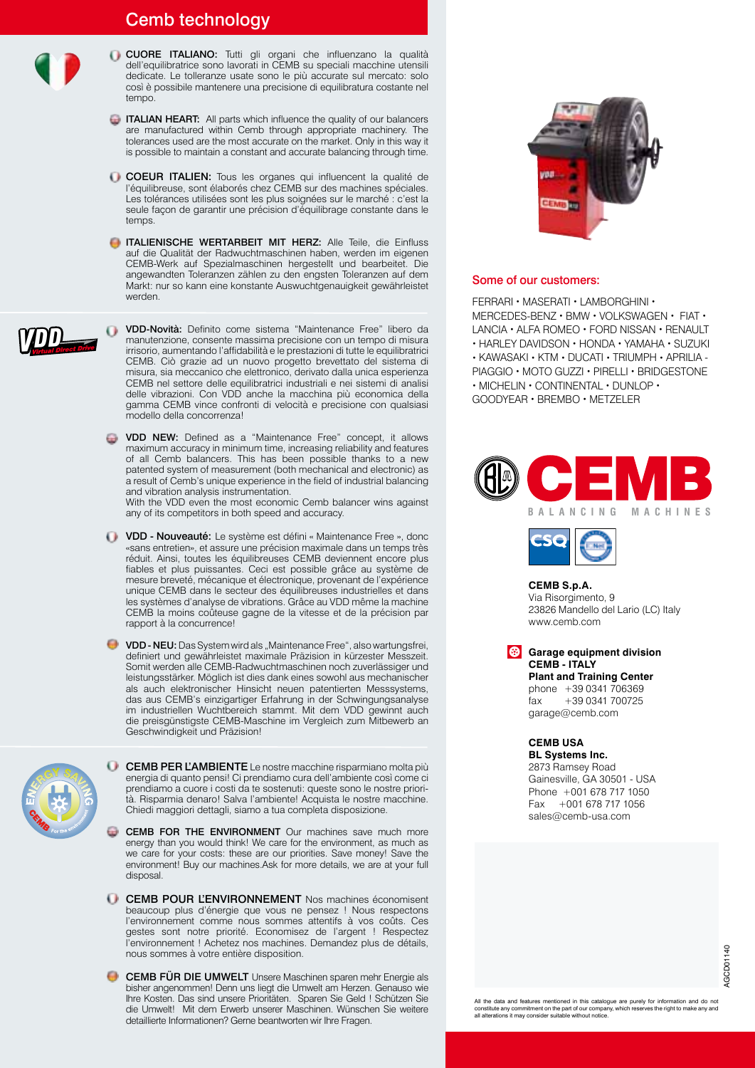## Cemb technology

**CUORE ITALIANO:** Tutti gli organi che influenzano la qualità dell'equilibratrice sono lavorati in CEMB su speciali macchine utensili dedicate. Le tolleranze usate sono le più accurate sul mercato: solo così è possibile mantenere una precisione di equilibratura costante nel tempo.

**ITALIAN HEART:** All parts which influence the quality of our balancers are manufactured within Cemb through appropriate machinery. The tolerances used are the most accurate on the market. Only in this way it is possible to maintain a constant and accurate balancing through time.

**COEUR ITALIEN:** Tous les organes qui influencent la qualité de l'équilibreuse, sont élaborés chez CEMB sur des machines spéciales. Les tolérances utilisées sont les plus soignées sur le marché : c'est la seule façon de garantir une précision d'équilibrage constante dans le temps.

**ITALIENISCHE WERTARBEIT MIT HERZ:** Alle Teile, die Einfluss auf die Qualität der Radwuchtmaschinen haben, werden im eigenen CEMB-Werk auf Spezialmaschinen hergestellt und bearbeitet. Die angewandten Toleranzen zählen zu den engsten Toleranzen auf dem Markt: nur so kann eine konstante Auswuchtgenauigkeit gewährleistet werden.

**VDD-Novità:** Definito come sistema "Maintenance Free" libero da manutenzione, consente massima precisione con un tempo di misura irrisorio, aumentando l'affidabilità e le prestazioni di tutte le equilibratrici CEMB. Ciò grazie ad un nuovo progetto brevettato del sistema di misura, sia meccanico che elettronico, derivato dalla unica esperienza CEMB nel settore delle equilibratrici industriali e nei sistemi di analisi delle vibrazioni. Con VDD anche la macchina più economica della gamma CEMB vince confronti di velocità e precisione con qualsiasi modello della concorrenza!

**VDD NEW:** Defined as a "Maintenance Free" concept, it allows maximum accuracy in minimum time, increasing reliability and features of all Cemb balancers. This has been possible thanks to a new patented system of measurement (both mechanical and electronic) as a result of Cemb's unique experience in the field of industrial balancing and vibration analysis instrumentation.
With the VDD even the most economic Cemb balancer wins against any of its competitors in both speed and accuracy.

**VDD - Nouveauté:** Le système est défini « Maintenance Free », donc «sans entretien», et assure une précision maximale dans un temps très réduit. Ainsi, toutes les équilibreuses CEMB deviennent encore plus fiables et plus puissantes. Ceci est possible grâce au système de mesure breveté, mécanique et électronique, provenant de l'expérience unique CEMB dans le secteur des équilibreuses industrielles et dans les systèmes d'analyse de vibrations. Grâce au VDD même la machine CEMB la moins coûteuse gagne de la vitesse et de la précision par rapport à la concurrence!

**VDD - NEU:** Das System wird als „Maintenance Free", also wartungsfrei, definiert und gewährleistet maximale Präzision in kürzester Messzeit. Somit werden alle CEMB-Radwuchtmaschinen noch zuverlässiger und leistungsstärker. Möglich ist dies dank eines sowohl aus mechanischer als auch elektronischer Hinsicht neuen patentierten Messsystems, das aus CEMB's einzigartiger Erfahrung in der Schwingungsanalyse im industriellen Wuchtbereich stammt. Mit dem VDD gewinnt auch die preisgünstigste CEMB-Maschine im Vergleich zum Mitbewerb an Geschwindigkeit und Präzision!

**CEMB PER L'AMBIENTE** Le nostre macchine risparmiano molta più energia di quanto pensi! Ci prendiamo cura dell'ambiente così come ci prendiamo a cuore i costi da te sostenuti: queste sono le nostre priorità. Risparmia denaro! Salva l'ambiente! Acquista le nostre macchine. Chiedi maggiori dettagli, siamo a tua completa disposizione.

**CEMB FOR THE ENVIRONMENT** Our machines save much more energy than you would think! We care for the environment, as much as we care for your costs: these are our priorities. Save money! Save the environment! Buy our machines.Ask for more details, we are at your full disposal.

**CEMB POUR L'ENVIRONNEMENT** Nos machines économisent beaucoup plus d'énergie que vous ne pensez ! Nous respectons l'environnement comme nous sommes attentifs à vos coûts. Ces gestes sont notre priorité. Economisez de l'argent ! Respectez l'environnement ! Achetez nos machines. Demandez plus de détails, nous sommes à votre entière disposition.

**CEMB FÜR DIE UMWELT** Unsere Maschinen sparen mehr Energie als bisher angenommen! Denn uns liegt die Umwelt am Herzen. Genauso wie Ihre Kosten. Das sind unsere Prioritäten. Sparen Sie Geld ! Schützen Sie die Umwelt! Mit dem Erwerb unserer Maschinen. Wünschen Sie weitere detaillierte Informationen? Gerne beantworten wir Ihre Fragen.

### Some of our customers:

FERRARI • MASERATI • LAMBORGHINI • MERCEDES-BENZ • BMW • VOLKSWAGEN • FIAT • LANCIA • ALFA ROMEO • FORD NISSAN • RENAULT • HARLEY DAVIDSON • HONDA • YAMAHA • SUZUKI • KAWASAKI • KTM • DUCATI • TRIUMPH • APRILIA - PIAGGIO • MOTO GUZZI • PIRELLI • BRIDGESTONE • MICHELIN • CONTINENTAL • DUNLOP • GOODYEAR • BREMBO • METZELER

CEMB
BALANCING MACHINES

**CEMB S.p.A.**
Via Risorgimento, 9
23826 Mandello del Lario (LC) Italy
www.cemb.com

**Garage equipment division**
**CEMB - ITALY**
**Plant and Training Center**
phone +39 0341 706369
fax +39 0341 700725
garage@cemb.com

**CEMB USA**
**BL Systems Inc.**
2873 Ramsey Road
Gainesville, GA 30501 - USA
Phone +001 678 717 1050
Fax +001 678 717 1056
sales@cemb-usa.com

AGCD01140

All the data and features mentioned in this catalogue are purely for information and do not constitute any commitment on the part of our company, which reserves the right to make any and all alterations it may consider suitable without notice.